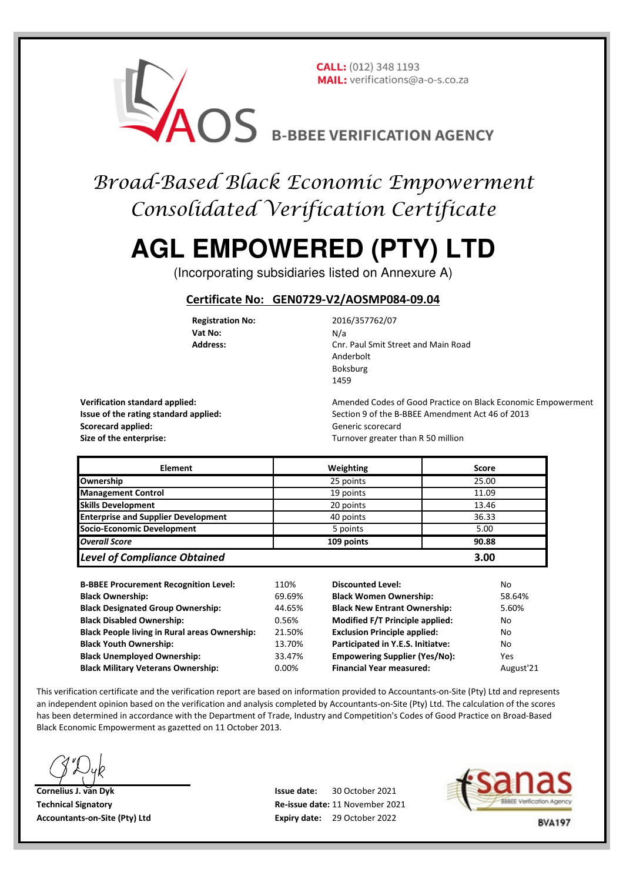**CALL:** (012) 348 1193
**MAIL:** verifications@a-o-s.co.za

AOS B-BBEE VERIFICATION AGENCY

## *Broad-Based Black Economic Empowerment Consolidated Verification Certificate*

# AGL EMPOWERED (PTY) LTD

(Incorporating subsidiaries listed on Annexure A)

**Certificate No: GEN0729-V2/AOSMP084-09.04**

| | |
|---|---|
| **Registration No:** | 2016/357762/07 |
| **Vat No:** | N/a |
| **Address:** | Cnr. Paul Smit Street and Main Road<br>Anderbolt<br>Boksburg<br>1459 |

| | |
|---|---|
| **Verification standard applied:** | Amended Codes of Good Practice on Black Economic Empowerment |
| **Issue of the rating standard applied:** | Section 9 of the B-BBEE Amendment Act 46 of 2013 |
| **Scorecard applied:** | Generic scorecard |
| **Size of the enterprise:** | Turnover greater than R 50 million |

| Element | Weighting | Score |
|---|---|---|
| **Ownership** | 25 points | 25.00 |
| **Management Control** | 19 points | 11.09 |
| **Skills Development** | 20 points | 13.46 |
| **Enterprise and Supplier Development** | 40 points | 36.33 |
| **Socio-Economic Development** | 5 points | 5.00 |
| ***Overall Score*** | **109 points** | **90.88** |
| ***Level of Compliance Obtained*** | | **3.00** |

| | | | |
|---|---|---|---|
| **B-BBEE Procurement Recognition Level:** | 110% | **Discounted Level:** | No |
| **Black Ownership:** | 69.69% | **Black Women Ownership:** | 58.64% |
| **Black Designated Group Ownership:** | 44.65% | **Black New Entrant Ownership:** | 5.60% |
| **Black Disabled Ownership:** | 0.56% | **Modified F/T Principle applied:** | No |
| **Black People living in Rural areas Ownership:** | 21.50% | **Exclusion Principle applied:** | No |
| **Black Youth Ownership:** | 13.70% | **Participated in Y.E.S. Initiatve:** | No |
| **Black Unemployed Ownership:** | 33.47% | **Empowering Supplier (Yes/No):** | Yes |
| **Black Military Veterans Ownership:** | 0.00% | **Financial Year measured:** | August'21 |

This verification certificate and the verification report are based on information provided to Accountants-on-Site (Pty) Ltd and represents an independent opinion based on the verification and analysis completed by Accountants-on-Site (Pty) Ltd. The calculation of the scores has been determined in accordance with the Department of Trade, Industry and Competition's Codes of Good Practice on Broad-Based Black Economic Empowerment as gazetted on 11 October 2013.

**Cornelius J. van Dyk**
**Technical Signatory**
**Accountants-on-Site (Pty) Ltd**

**Issue date:** 30 October 2021
**Re-issue date:** 11 November 2021
**Expiry date:** 29 October 2022

sanas BBBEE Verification Agency
**BVA197**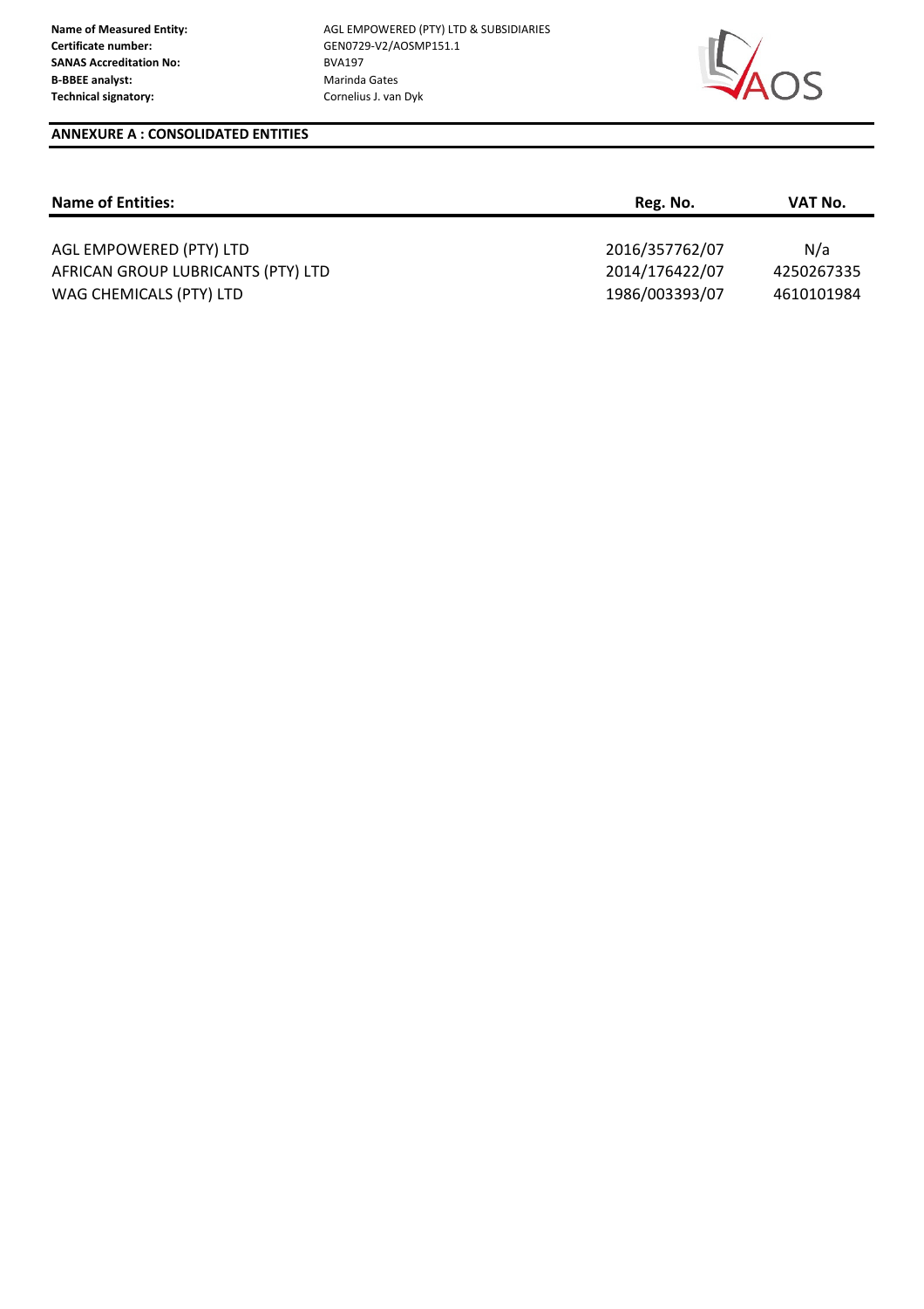**Name of Measured Entity:** AGL EMPOWERED (PTY) LTD & SUBSIDIARIES
**Certificate number:** GEN0729-V2/AOSMP151.1
**SANAS Accreditation No:** BVA197
**B-BBEE analyst:** Marinda Gates
**Technical signatory:** Cornelius J. van Dyk

## ANNEXURE A : CONSOLIDATED ENTITIES

| Name of Entities: | Reg. No. | VAT No. |
|---|---|---|
| AGL EMPOWERED (PTY) LTD | 2016/357762/07 | N/a |
| AFRICAN GROUP LUBRICANTS (PTY) LTD | 2014/176422/07 | 4250267335 |
| WAG CHEMICALS (PTY) LTD | 1986/003393/07 | 4610101984 |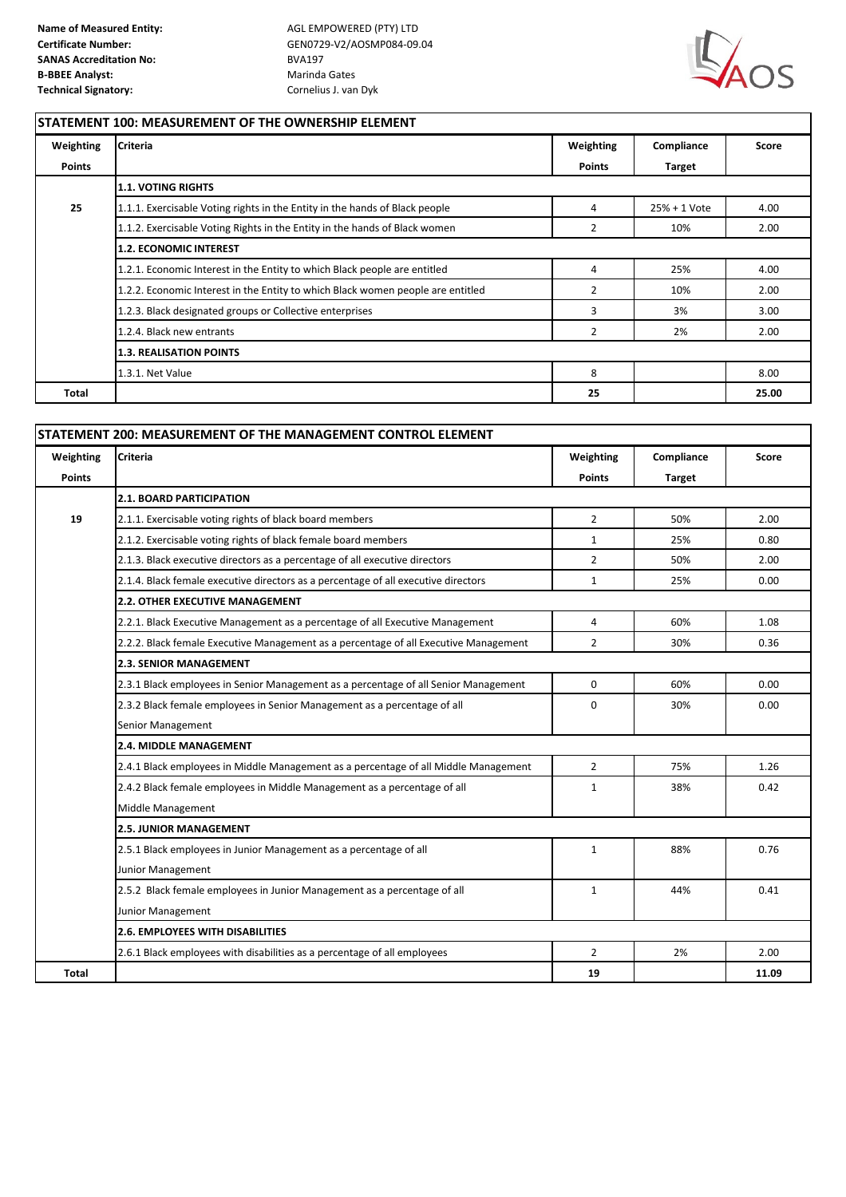**Name of Measured Entity:** AGL EMPOWERED (PTY) LTD
**Certificate Number:** GEN0729-V2/AOSMP084-09.04
**SANAS Accreditation No:** BVA197
**B-BBEE Analyst:** Marinda Gates
**Technical Signatory:** Cornelius J. van Dyk

## STATEMENT 100: MEASUREMENT OF THE OWNERSHIP ELEMENT

| Weighting Points | Criteria | Weighting Points | Compliance Target | Score |
|---|---|---|---|---|
| | **1.1. VOTING RIGHTS** | | | |
| 25 | 1.1.1. Exercisable Voting rights in the Entity in the hands of Black people | 4 | 25% + 1 Vote | 4.00 |
| | 1.1.2. Exercisable Voting Rights in the Entity in the hands of Black women | 2 | 10% | 2.00 |
| | **1.2. ECONOMIC INTEREST** | | | |
| | 1.2.1. Economic Interest in the Entity to which Black people are entitled | 4 | 25% | 4.00 |
| | 1.2.2. Economic Interest in the Entity to which Black women people are entitled | 2 | 10% | 2.00 |
| | 1.2.3. Black designated groups or Collective enterprises | 3 | 3% | 3.00 |
| | 1.2.4. Black new entrants | 2 | 2% | 2.00 |
| | **1.3. REALISATION POINTS** | | | |
| | 1.3.1. Net Value | 8 | | 8.00 |
| **Total** | | **25** | | **25.00** |

## STATEMENT 200: MEASUREMENT OF THE MANAGEMENT CONTROL ELEMENT

| Weighting Points | Criteria | Weighting Points | Compliance Target | Score |
|---|---|---|---|---|
| | **2.1. BOARD PARTICIPATION** | | | |
| 19 | 2.1.1. Exercisable voting rights of black board members | 2 | 50% | 2.00 |
| | 2.1.2. Exercisable voting rights of black female board members | 1 | 25% | 0.80 |
| | 2.1.3. Black executive directors as a percentage of all executive directors | 2 | 50% | 2.00 |
| | 2.1.4. Black female executive directors as a percentage of all executive directors | 1 | 25% | 0.00 |
| | **2.2. OTHER EXECUTIVE MANAGEMENT** | | | |
| | 2.2.1. Black Executive Management as a percentage of all Executive Management | 4 | 60% | 1.08 |
| | 2.2.2. Black female Executive Management as a percentage of all Executive Management | 2 | 30% | 0.36 |
| | **2.3. SENIOR MANAGEMENT** | | | |
| | 2.3.1 Black employees in Senior Management as a percentage of all Senior Management | 0 | 60% | 0.00 |
| | 2.3.2 Black female employees in Senior Management as a percentage of all Senior Management | 0 | 30% | 0.00 |
| | **2.4. MIDDLE MANAGEMENT** | | | |
| | 2.4.1 Black employees in Middle Management as a percentage of all Middle Management | 2 | 75% | 1.26 |
| | 2.4.2 Black female employees in Middle Management as a percentage of all Middle Management | 1 | 38% | 0.42 |
| | **2.5. JUNIOR MANAGEMENT** | | | |
| | 2.5.1 Black employees in Junior Management as a percentage of all Junior Management | 1 | 88% | 0.76 |
| | 2.5.2 Black female employees in Junior Management as a percentage of all Junior Management | 1 | 44% | 0.41 |
| | **2.6. EMPLOYEES WITH DISABILITIES** | | | |
| | 2.6.1 Black employees with disabilities as a percentage of all employees | 2 | 2% | 2.00 |
| **Total** | | **19** | | **11.09** |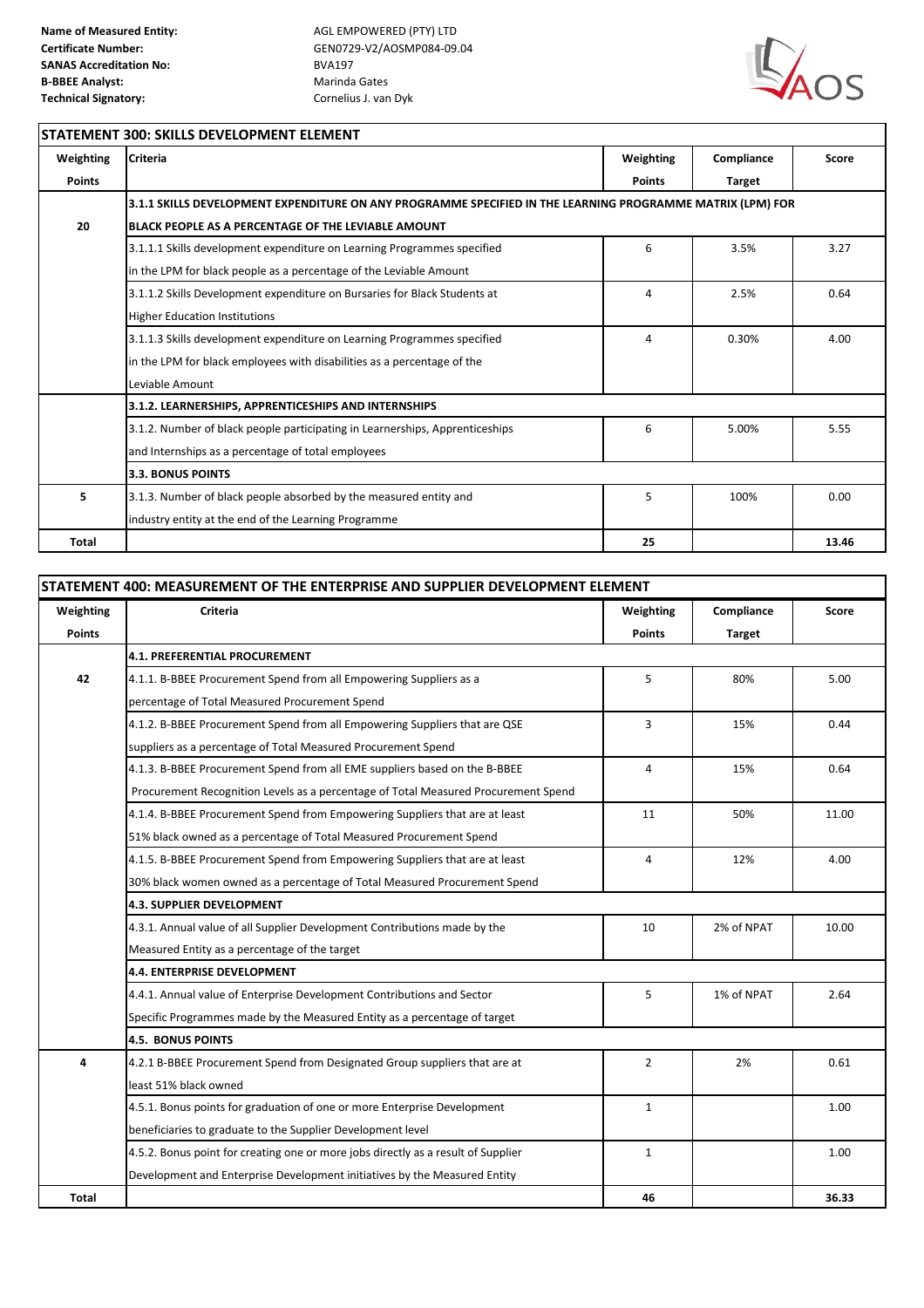**Name of Measured Entity:** AGL EMPOWERED (PTY) LTD
**Certificate Number:** GEN0729-V2/AOSMP084-09.04
**SANAS Accreditation No:** BVA197
**B-BBEE Analyst:** Marinda Gates
**Technical Signatory:** Cornelius J. van Dyk

## STATEMENT 300: SKILLS DEVELOPMENT ELEMENT

| Weighting Points | Criteria | Weighting Points | Compliance Target | Score |
|---|---|---|---|---|
| 20 | **3.1.1 SKILLS DEVELOPMENT EXPENDITURE ON ANY PROGRAMME SPECIFIED IN THE LEARNING PROGRAMME MATRIX (LPM) FOR BLACK PEOPLE AS A PERCENTAGE OF THE LEVIABLE AMOUNT** | | | |
| | 3.1.1.1 Skills development expenditure on Learning Programmes specified in the LPM for black people as a percentage of the Leviable Amount | 6 | 3.5% | 3.27 |
| | 3.1.1.2 Skills Development expenditure on Bursaries for Black Students at Higher Education Institutions | 4 | 2.5% | 0.64 |
| | 3.1.1.3 Skills development expenditure on Learning Programmes specified in the LPM for black employees with disabilities as a percentage of the Leviable Amount | 4 | 0.30% | 4.00 |
| | **3.1.2. LEARNERSHIPS, APPRENTICESHIPS AND INTERNSHIPS** | | | |
| | 3.1.2. Number of black people participating in Learnerships, Apprenticeships and Internships as a percentage of total employees | 6 | 5.00% | 5.55 |
| | **3.3. BONUS POINTS** | | | |
| 5 | 3.1.3. Number of black people absorbed by the measured entity and industry entity at the end of the Learning Programme | 5 | 100% | 0.00 |
| **Total** | | **25** | | **13.46** |

## STATEMENT 400: MEASUREMENT OF THE ENTERPRISE AND SUPPLIER DEVELOPMENT ELEMENT

| Weighting Points | Criteria | Weighting Points | Compliance Target | Score |
|---|---|---|---|---|
| | **4.1. PREFERENTIAL PROCUREMENT** | | | |
| 42 | 4.1.1. B-BBEE Procurement Spend from all Empowering Suppliers as a percentage of Total Measured Procurement Spend | 5 | 80% | 5.00 |
| | 4.1.2. B-BBEE Procurement Spend from all Empowering Suppliers that are QSE suppliers as a percentage of Total Measured Procurement Spend | 3 | 15% | 0.44 |
| | 4.1.3. B-BBEE Procurement Spend from all EME suppliers based on the B-BBEE Procurement Recognition Levels as a percentage of Total Measured Procurement Spend | 4 | 15% | 0.64 |
| | 4.1.4. B-BBEE Procurement Spend from Empowering Suppliers that are at least 51% black owned as a percentage of Total Measured Procurement Spend | 11 | 50% | 11.00 |
| | 4.1.5. B-BBEE Procurement Spend from Empowering Suppliers that are at least 30% black women owned as a percentage of Total Measured Procurement Spend | 4 | 12% | 4.00 |
| | **4.3. SUPPLIER DEVELOPMENT** | | | |
| | 4.3.1. Annual value of all Supplier Development Contributions made by the Measured Entity as a percentage of the target | 10 | 2% of NPAT | 10.00 |
| | **4.4. ENTERPRISE DEVELOPMENT** | | | |
| | 4.4.1. Annual value of Enterprise Development Contributions and Sector Specific Programmes made by the Measured Entity as a percentage of target | 5 | 1% of NPAT | 2.64 |
| | **4.5. BONUS POINTS** | | | |
| 4 | 4.2.1 B-BBEE Procurement Spend from Designated Group suppliers that are at least 51% black owned | 2 | 2% | 0.61 |
| | 4.5.1. Bonus points for graduation of one or more Enterprise Development beneficiaries to graduate to the Supplier Development level | 1 | | 1.00 |
| | 4.5.2. Bonus point for creating one or more jobs directly as a result of Supplier Development and Enterprise Development initiatives by the Measured Entity | 1 | | 1.00 |
| **Total** | | **46** | | **36.33** |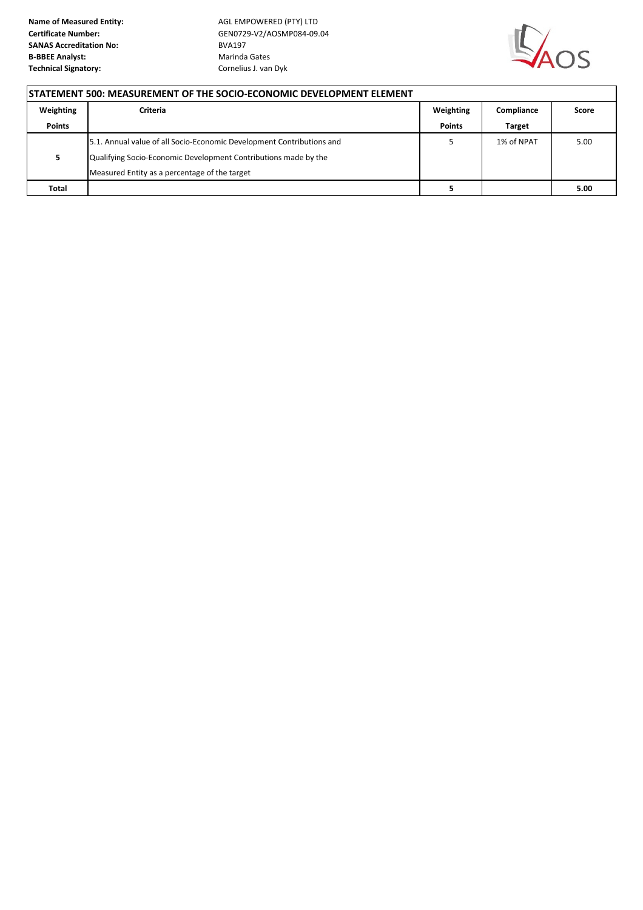**Name of Measured Entity:** AGL EMPOWERED (PTY) LTD
**Certificate Number:** GEN0729-V2/AOSMP084-09.04
**SANAS Accreditation No:** BVA197
**B-BBEE Analyst:** Marinda Gates
**Technical Signatory:** Cornelius J. van Dyk

## STATEMENT 500: MEASUREMENT OF THE SOCIO-ECONOMIC DEVELOPMENT ELEMENT

| Weighting Points | Criteria | Weighting Points | Compliance Target | Score |
|---|---|---|---|---|
| 5 | 5.1. Annual value of all Socio-Economic Development Contributions and Qualifying Socio-Economic Development Contributions made by the Measured Entity as a percentage of the target | 5 | 1% of NPAT | 5.00 |
| **Total** | | **5** | | **5.00** |